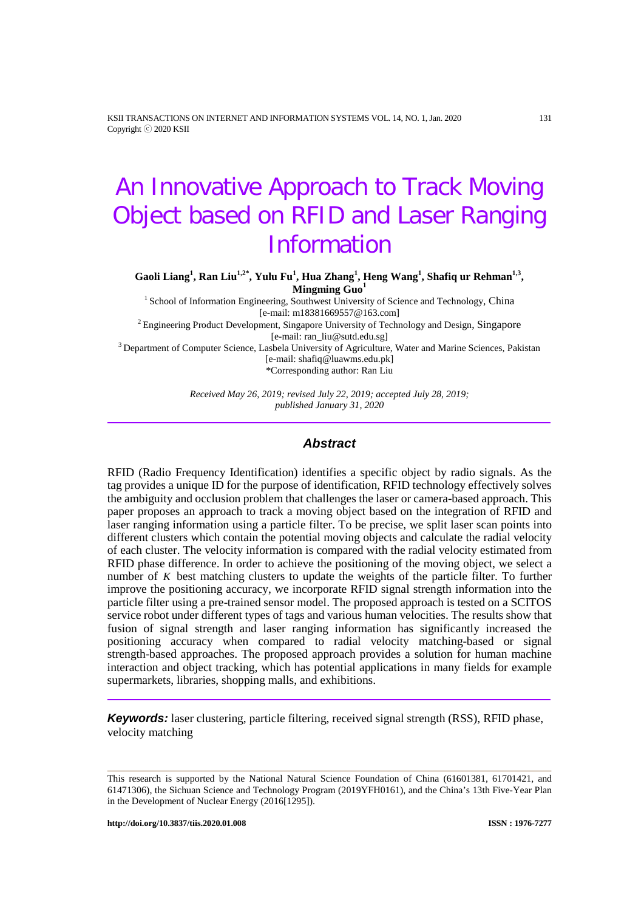# An Innovative Approach to Track Moving Object based on RFID and Laser Ranging Information

**Gaoli Liang[1], Ran Liu[1,2*], Yulu Fu[1], Hua Zhang[1], Heng Wang[1], Shafiq ur Rehman[1,3], Mingming Guo[1]**

[1] School of Information Engineering, Southwest University of Science and Technology, China
[e-mail: m18381669557@163.com]

[2] Engineering Product Development, Singapore University of Technology and Design, Singapore
[e-mail: ran_liu@sutd.edu.sg]

[3] Department of Computer Science, Lasbela University of Agriculture, Water and Marine Sciences, Pakistan
[e-mail: shafiq@luawms.edu.pk]

*Corresponding author: Ran Liu

*Received May 26, 2019; revised July 22, 2019; accepted July 28, 2019; published January 31, 2020*

---

## Abstract

RFID (Radio Frequency Identification) identifies a specific object by radio signals. As the tag provides a unique ID for the purpose of identification, RFID technology effectively solves the ambiguity and occlusion problem that challenges the laser or camera-based approach. This paper proposes an approach to track a moving object based on the integration of RFID and laser ranging information using a particle filter. To be precise, we split laser scan points into different clusters which contain the potential moving objects and calculate the radial velocity of each cluster. The velocity information is compared with the radial velocity estimated from RFID phase difference. In order to achieve the positioning of the moving object, we select a number of $K$ best matching clusters to update the weights of the particle filter. To further improve the positioning accuracy, we incorporate RFID signal strength information into the particle filter using a pre-trained sensor model. The proposed approach is tested on a SCITOS service robot under different types of tags and various human velocities. The results show that fusion of signal strength and laser ranging information has significantly increased the positioning accuracy when compared to radial velocity matching-based or signal strength-based approaches. The proposed approach provides a solution for human machine interaction and object tracking, which has potential applications in many fields for example supermarkets, libraries, shopping malls, and exhibitions.

---

***Keywords:*** laser clustering, particle filtering, received signal strength (RSS), RFID phase, velocity matching

---

This research is supported by the National Natural Science Foundation of China (61601381, 61701421, and 61471306), the Sichuan Science and Technology Program (2019YFH0161), and the China's 13th Five-Year Plan in the Development of Nuclear Energy (2016[1295]).

**http://doi.org/10.3837/tiis.2020.01.008** **ISSN : 1976-7277**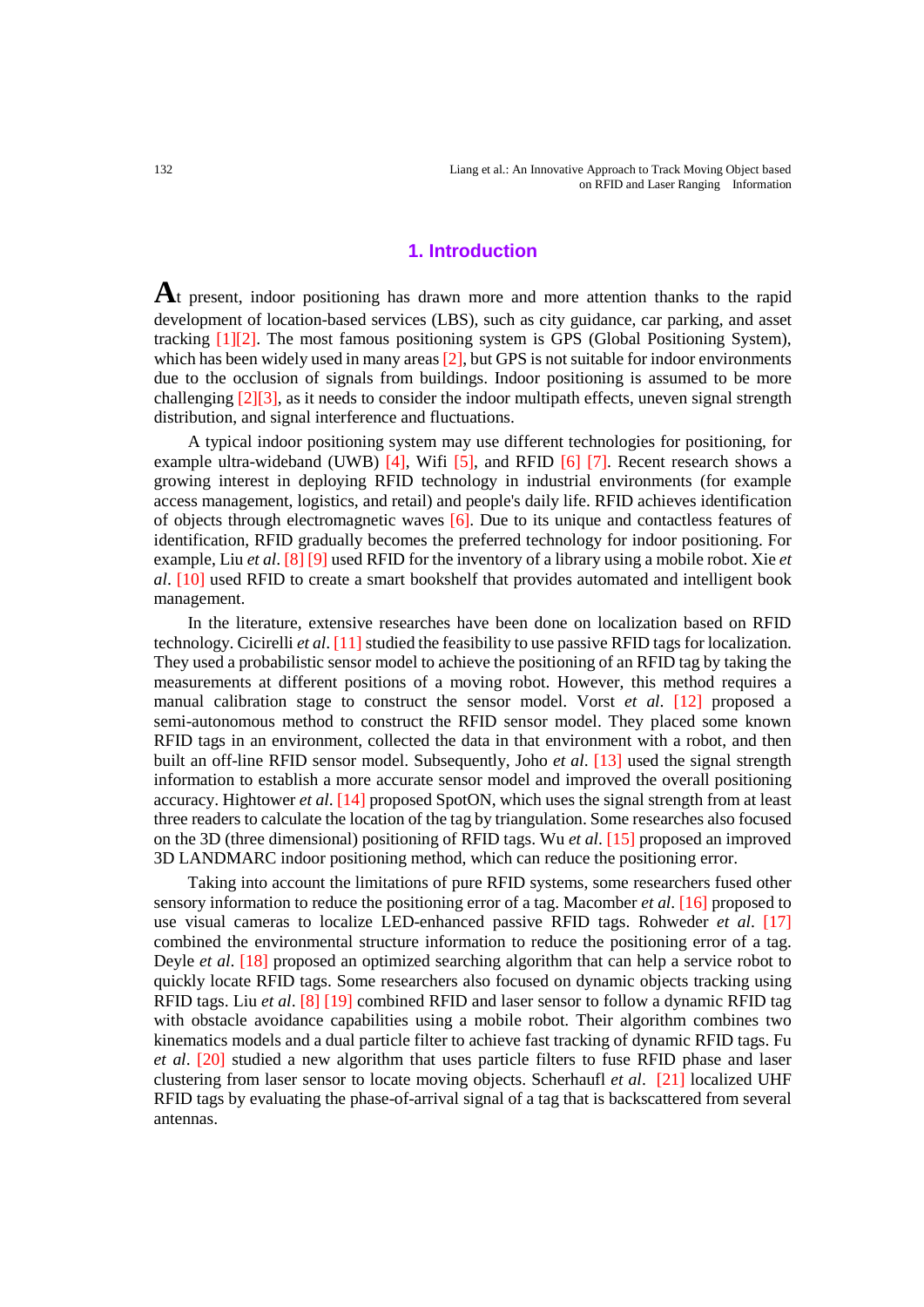## 1. Introduction

At present, indoor positioning has drawn more and more attention thanks to the rapid development of location-based services (LBS), such as city guidance, car parking, and asset tracking [1][2]. The most famous positioning system is GPS (Global Positioning System), which has been widely used in many areas [2], but GPS is not suitable for indoor environments due to the occlusion of signals from buildings. Indoor positioning is assumed to be more challenging [2][3], as it needs to consider the indoor multipath effects, uneven signal strength distribution, and signal interference and fluctuations.

A typical indoor positioning system may use different technologies for positioning, for example ultra-wideband (UWB) [4], Wifi [5], and RFID [6] [7]. Recent research shows a growing interest in deploying RFID technology in industrial environments (for example access management, logistics, and retail) and people's daily life. RFID achieves identification of objects through electromagnetic waves [6]. Due to its unique and contactless features of identification, RFID gradually becomes the preferred technology for indoor positioning. For example, Liu *et al*. [8] [9] used RFID for the inventory of a library using a mobile robot. Xie *et al*. [10] used RFID to create a smart bookshelf that provides automated and intelligent book management.

In the literature, extensive researches have been done on localization based on RFID technology. Cicirelli *et al*. [11] studied the feasibility to use passive RFID tags for localization. They used a probabilistic sensor model to achieve the positioning of an RFID tag by taking the measurements at different positions of a moving robot. However, this method requires a manual calibration stage to construct the sensor model. Vorst *et al*. [12] proposed a semi-autonomous method to construct the RFID sensor model. They placed some known RFID tags in an environment, collected the data in that environment with a robot, and then built an off-line RFID sensor model. Subsequently, Joho *et al*. [13] used the signal strength information to establish a more accurate sensor model and improved the overall positioning accuracy. Hightower *et al*. [14] proposed SpotON, which uses the signal strength from at least three readers to calculate the location of the tag by triangulation. Some researches also focused on the 3D (three dimensional) positioning of RFID tags. Wu *et al*. [15] proposed an improved 3D LANDMARC indoor positioning method, which can reduce the positioning error.

Taking into account the limitations of pure RFID systems, some researchers fused other sensory information to reduce the positioning error of a tag. Macomber *et al*. [16] proposed to use visual cameras to localize LED-enhanced passive RFID tags. Rohweder *et al*. [17] combined the environmental structure information to reduce the positioning error of a tag. Deyle *et al*. [18] proposed an optimized searching algorithm that can help a service robot to quickly locate RFID tags. Some researchers also focused on dynamic objects tracking using RFID tags. Liu *et al*. [8] [19] combined RFID and laser sensor to follow a dynamic RFID tag with obstacle avoidance capabilities using a mobile robot. Their algorithm combines two kinematics models and a dual particle filter to achieve fast tracking of dynamic RFID tags. Fu *et al*. [20] studied a new algorithm that uses particle filters to fuse RFID phase and laser clustering from laser sensor to locate moving objects. Scherhaufl *et al*. [21] localized UHF RFID tags by evaluating the phase-of-arrival signal of a tag that is backscattered from several antennas.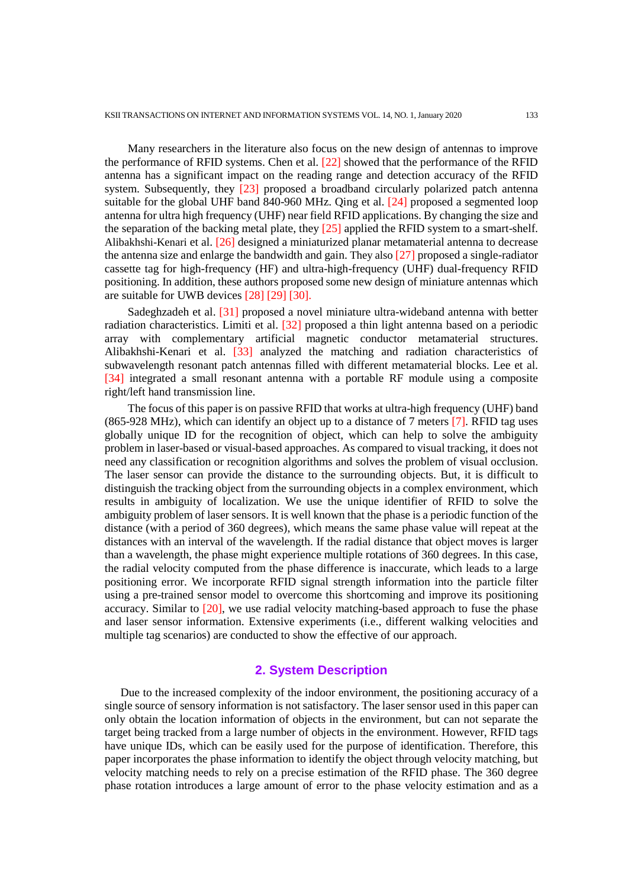Many researchers in the literature also focus on the new design of antennas to improve the performance of RFID systems. Chen et al. [22] showed that the performance of the RFID antenna has a significant impact on the reading range and detection accuracy of the RFID system. Subsequently, they [23] proposed a broadband circularly polarized patch antenna suitable for the global UHF band 840-960 MHz. Qing et al. [24] proposed a segmented loop antenna for ultra high frequency (UHF) near field RFID applications. By changing the size and the separation of the backing metal plate, they [25] applied the RFID system to a smart-shelf. Alibakhshi-Kenari et al. [26] designed a miniaturized planar metamaterial antenna to decrease the antenna size and enlarge the bandwidth and gain. They also [27] proposed a single-radiator cassette tag for high-frequency (HF) and ultra-high-frequency (UHF) dual-frequency RFID positioning. In addition, these authors proposed some new design of miniature antennas which are suitable for UWB devices [28] [29] [30].

Sadeghzadeh et al. [31] proposed a novel miniature ultra-wideband antenna with better radiation characteristics. Limiti et al. [32] proposed a thin light antenna based on a periodic array with complementary artificial magnetic conductor metamaterial structures. Alibakhshi-Kenari et al. [33] analyzed the matching and radiation characteristics of subwavelength resonant patch antennas filled with different metamaterial blocks. Lee et al. [34] integrated a small resonant antenna with a portable RF module using a composite right/left hand transmission line.

The focus of this paper is on passive RFID that works at ultra-high frequency (UHF) band (865-928 MHz), which can identify an object up to a distance of 7 meters [7]. RFID tag uses globally unique ID for the recognition of object, which can help to solve the ambiguity problem in laser-based or visual-based approaches. As compared to visual tracking, it does not need any classification or recognition algorithms and solves the problem of visual occlusion. The laser sensor can provide the distance to the surrounding objects. But, it is difficult to distinguish the tracking object from the surrounding objects in a complex environment, which results in ambiguity of localization. We use the unique identifier of RFID to solve the ambiguity problem of laser sensors. It is well known that the phase is a periodic function of the distance (with a period of 360 degrees), which means the same phase value will repeat at the distances with an interval of the wavelength. If the radial distance that object moves is larger than a wavelength, the phase might experience multiple rotations of 360 degrees. In this case, the radial velocity computed from the phase difference is inaccurate, which leads to a large positioning error. We incorporate RFID signal strength information into the particle filter using a pre-trained sensor model to overcome this shortcoming and improve its positioning accuracy. Similar to [20], we use radial velocity matching-based approach to fuse the phase and laser sensor information. Extensive experiments (i.e., different walking velocities and multiple tag scenarios) are conducted to show the effective of our approach.

## 2. System Description

Due to the increased complexity of the indoor environment, the positioning accuracy of a single source of sensory information is not satisfactory. The laser sensor used in this paper can only obtain the location information of objects in the environment, but can not separate the target being tracked from a large number of objects in the environment. However, RFID tags have unique IDs, which can be easily used for the purpose of identification. Therefore, this paper incorporates the phase information to identify the object through velocity matching, but velocity matching needs to rely on a precise estimation of the RFID phase. The 360 degree phase rotation introduces a large amount of error to the phase velocity estimation and as a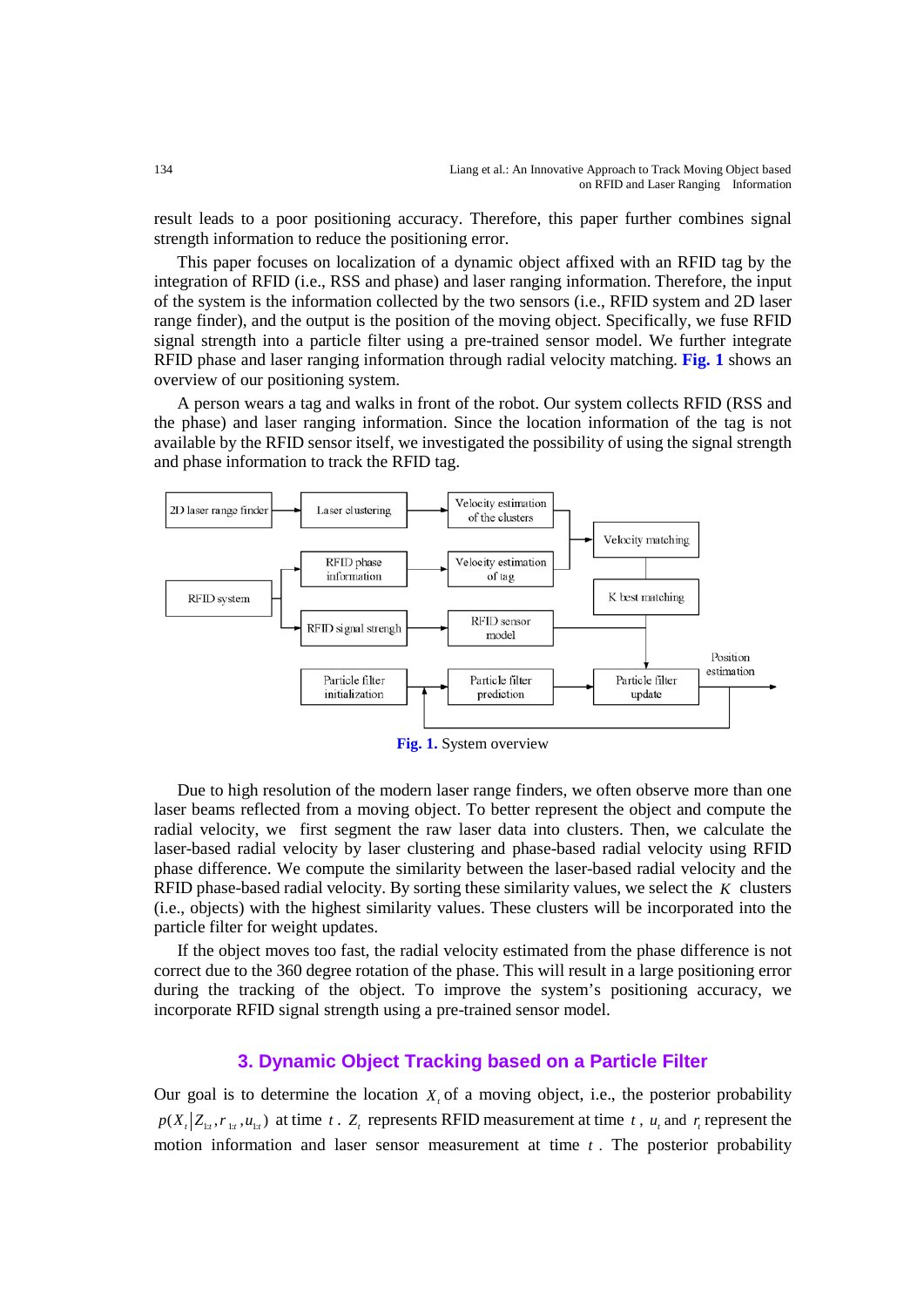result leads to a poor positioning accuracy. Therefore, this paper further combines signal strength information to reduce the positioning error.

This paper focuses on localization of a dynamic object affixed with an RFID tag by the integration of RFID (i.e., RSS and phase) and laser ranging information. Therefore, the input of the system is the information collected by the two sensors (i.e., RFID system and 2D laser range finder), and the output is the position of the moving object. Specifically, we fuse RFID signal strength into a particle filter using a pre-trained sensor model. We further integrate RFID phase and laser ranging information through radial velocity matching. **Fig. 1** shows an overview of our positioning system.

A person wears a tag and walks in front of the robot. Our system collects RFID (RSS and the phase) and laser ranging information. Since the location information of the tag is not available by the RFID sensor itself, we investigated the possibility of using the signal strength and phase information to track the RFID tag.

**Fig. 1.** System overview

Due to high resolution of the modern laser range finders, we often observe more than one laser beams reflected from a moving object. To better represent the object and compute the radial velocity, we first segment the raw laser data into clusters. Then, we calculate the laser-based radial velocity by laser clustering and phase-based radial velocity using RFID phase difference. We compute the similarity between the laser-based radial velocity and the RFID phase-based radial velocity. By sorting these similarity values, we select the $K$ clusters (i.e., objects) with the highest similarity values. These clusters will be incorporated into the particle filter for weight updates.

If the object moves too fast, the radial velocity estimated from the phase difference is not correct due to the 360 degree rotation of the phase. This will result in a large positioning error during the tracking of the object. To improve the system's positioning accuracy, we incorporate RFID signal strength using a pre-trained sensor model.

## 3. Dynamic Object Tracking based on a Particle Filter

Our goal is to determine the location $X_t$ of a moving object, i.e., the posterior probability $p(X_t|Z_{1:t}, r_{1:t}, u_{1:t})$ at time $t$. $Z_t$ represents RFID measurement at time $t$, $u_t$ and $r_t$ represent the motion information and laser sensor measurement at time $t$. The posterior probability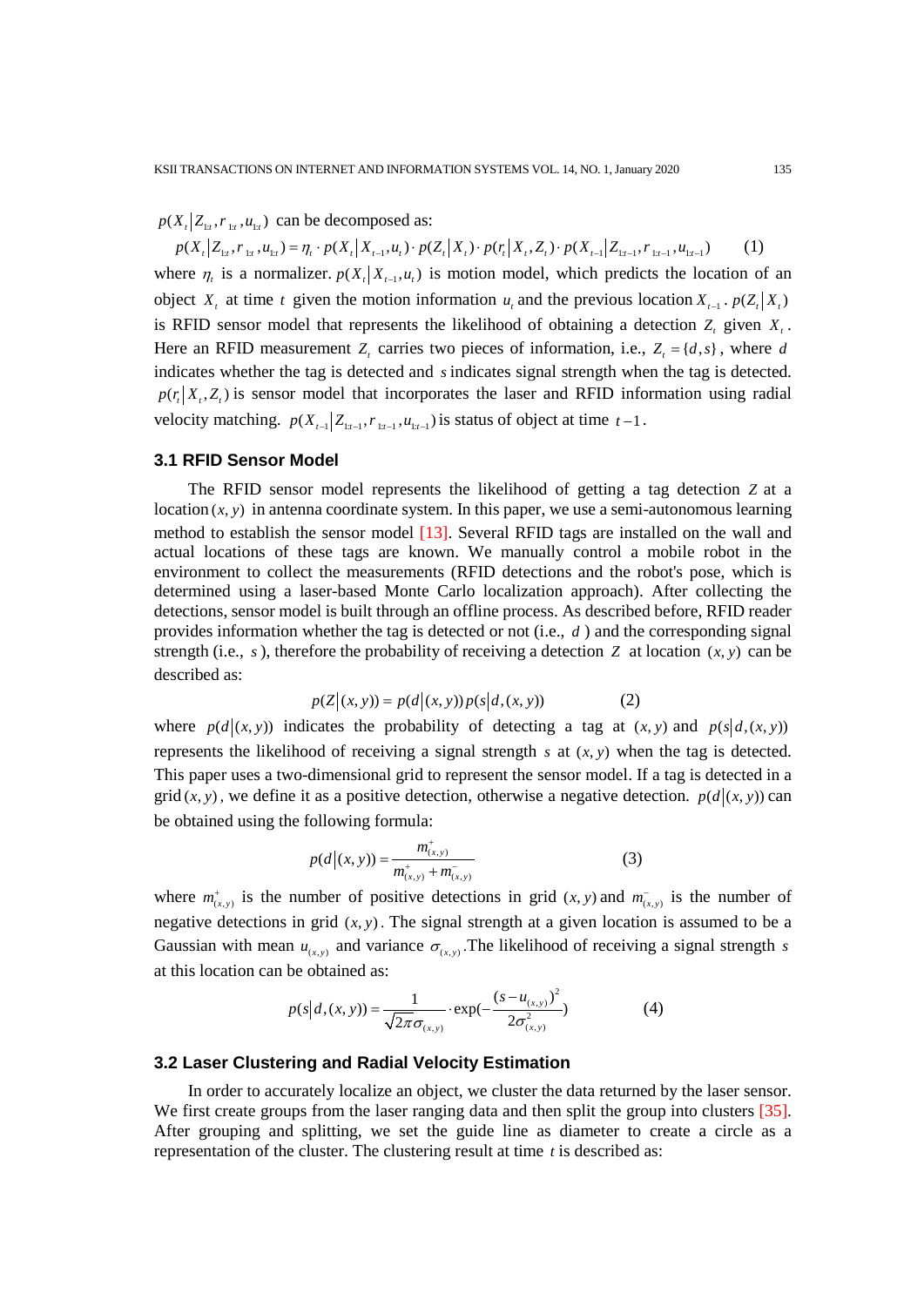$p(X_t | Z_{1:t}, r_{1:t}, u_{1:t})$ can be decomposed as:

$$p(X_t | Z_{1:t}, r_{1:t}, u_{1:t}) = \eta_t \cdot p(X_t | X_{t-1}, u_t) \cdot p(Z_t | X_t) \cdot p(r_t | X_t, Z_t) \cdot p(X_{t-1} | Z_{1:t-1}, r_{1:t-1}, u_{1:t-1}) \quad (1)$$

where $\eta_t$ is a normalizer. $p(X_t | X_{t-1}, u_t)$ is motion model, which predicts the location of an object $X_t$ at time $t$ given the motion information $u_t$ and the previous location $X_{t-1}$. $p(Z_t | X_t)$ is RFID sensor model that represents the likelihood of obtaining a detection $Z_t$ given $X_t$. Here an RFID measurement $Z_t$ carries two pieces of information, i.e., $Z_t = \{d, s\}$, where $d$ indicates whether the tag is detected and $s$ indicates signal strength when the tag is detected. $p(r_t | X_t, Z_t)$ is sensor model that incorporates the laser and RFID information using radial velocity matching. $p(X_{t-1} | Z_{1:t-1}, r_{1:t-1}, u_{1:t-1})$ is status of object at time $t-1$.

### 3.1 RFID Sensor Model

The RFID sensor model represents the likelihood of getting a tag detection $Z$ at a location $(x, y)$ in antenna coordinate system. In this paper, we use a semi-autonomous learning method to establish the sensor model [13]. Several RFID tags are installed on the wall and actual locations of these tags are known. We manually control a mobile robot in the environment to collect the measurements (RFID detections and the robot's pose, which is determined using a laser-based Monte Carlo localization approach). After collecting the detections, sensor model is built through an offline process. As described before, RFID reader provides information whether the tag is detected or not (i.e., $d$ ) and the corresponding signal strength (i.e., $s$ ), therefore the probability of receiving a detection $Z$ at location $(x, y)$ can be described as:

$$p(Z | (x, y)) = p(d | (x, y)) p(s | d, (x, y)) \quad (2)$$

where $p(d | (x, y))$ indicates the probability of detecting a tag at $(x, y)$ and $p(s | d, (x, y))$ represents the likelihood of receiving a signal strength $s$ at $(x, y)$ when the tag is detected. This paper uses a two-dimensional grid to represent the sensor model. If a tag is detected in a grid $(x, y)$, we define it as a positive detection, otherwise a negative detection. $p(d | (x, y))$ can be obtained using the following formula:

$$p(d | (x, y)) = \frac{m^+_{(x,y)}}{m^+_{(x,y)} + m^-_{(x,y)}} \quad (3)$$

where $m^+_{(x,y)}$ is the number of positive detections in grid $(x, y)$ and $m^-_{(x,y)}$ is the number of negative detections in grid $(x, y)$. The signal strength at a given location is assumed to be a Gaussian with mean $u_{(x,y)}$ and variance $\sigma_{(x,y)}$. The likelihood of receiving a signal strength $s$ at this location can be obtained as:

$$p(s | d, (x, y)) = \frac{1}{\sqrt{2\pi}\sigma_{(x,y)}} \cdot \exp\left(-\frac{(s - u_{(x,y)})^2}{2\sigma^2_{(x,y)}}\right) \quad (4)$$

### 3.2 Laser Clustering and Radial Velocity Estimation

In order to accurately localize an object, we cluster the data returned by the laser sensor. We first create groups from the laser ranging data and then split the group into clusters [35]. After grouping and splitting, we set the guide line as diameter to create a circle as a representation of the cluster. The clustering result at time $t$ is described as: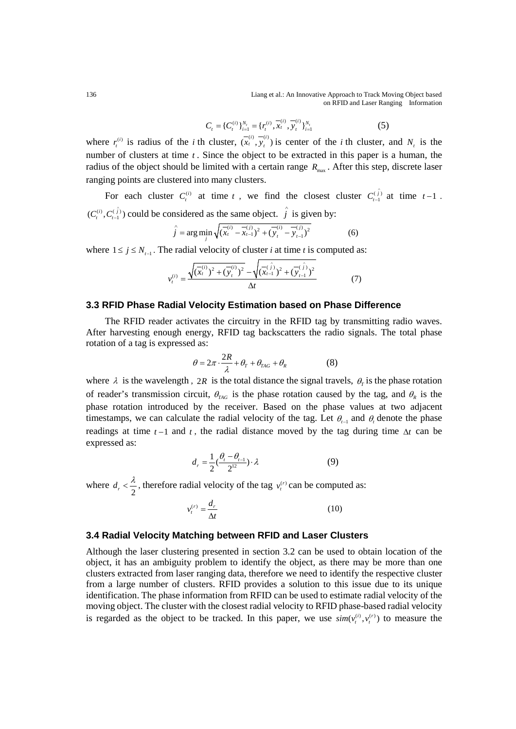$$C_t = \{C_t^{(i)}\}_{i=1}^{N_t} = \{r_t^{(i)}, \overline{x}_t^{(i)}, \overline{y}_t^{(i)}\}_{i=1}^{N_t} \tag{5}$$

where $r_t^{(i)}$ is radius of the $i$ th cluster, $(\overline{x}_t^{(i)}, \overline{y}_t^{(i)})$ is center of the $i$ th cluster, and $N_t$ is the number of clusters at time $t$. Since the object to be extracted in this paper is a human, the radius of the object should be limited with a certain range $R_{\max}$. After this step, discrete laser ranging points are clustered into many clusters.

For each cluster $C_t^{(i)}$ at time $t$, we find the closest cluster $C_{t-1}^{(\hat{j})}$ at time $t-1$. $(C_t^{(i)}, C_{t-1}^{(\hat{j})})$ could be considered as the same object. $\hat{j}$ is given by:

$$\hat{j} = \arg\min_j \sqrt{(\overline{x}_t^{(i)} - \overline{x}_{t-1}^{(j)})^2 + (\overline{y}_t^{(i)} - \overline{y}_{t-1}^{(j)})^2} \tag{6}$$

where $1 \le j \le N_{t-1}$. The radial velocity of cluster $i$ at time $t$ is computed as:

$$v_t^{(i)} = \frac{\sqrt{(\overline{x}_t^{(i)})^2 + (\overline{y}_t^{(i)})^2} - \sqrt{(\overline{x}_{t-1}^{(\hat{j})})^2 + (\overline{y}_{t-1}^{(\hat{j})})^2}}{\Delta t} \tag{7}$$

### 3.3 RFID Phase Radial Velocity Estimation based on Phase Difference

The RFID reader activates the circuitry in the RFID tag by transmitting radio waves. After harvesting enough energy, RFID tag backscatters the radio signals. The total phase rotation of a tag is expressed as:

$$\theta = 2\pi \cdot \frac{2R}{\lambda} + \theta_T + \theta_{TAG} + \theta_R \tag{8}$$

where $\lambda$ is the wavelength , $2R$ is the total distance the signal travels, $\theta_T$ is the phase rotation of reader's transmission circuit, $\theta_{TAG}$ is the phase rotation caused by the tag, and $\theta_R$ is the phase rotation introduced by the receiver. Based on the phase values at two adjacent timestamps, we can calculate the radial velocity of the tag. Let $\theta_{t-1}$ and $\theta_t$ denote the phase readings at time $t-1$ and $t$, the radial distance moved by the tag during time $\Delta t$ can be expressed as:

$$d_r = \frac{1}{2}\left(\frac{\theta_t - \theta_{t-1}}{2^{12}}\right) \cdot \lambda \tag{9}$$

where $d_r < \dfrac{\lambda}{2}$, therefore radial velocity of the tag $v_t^{(r)}$ can be computed as:

$$v_t^{(r)} = \frac{d_r}{\Delta t} \tag{10}$$

### 3.4 Radial Velocity Matching between RFID and Laser Clusters

Although the laser clustering presented in section 3.2 can be used to obtain location of the object, it has an ambiguity problem to identify the object, as there may be more than one clusters extracted from laser ranging data, therefore we need to identify the respective cluster from a large number of clusters. RFID provides a solution to this issue due to its unique identification. The phase information from RFID can be used to estimate radial velocity of the moving object. The cluster with the closest radial velocity to RFID phase-based radial velocity is regarded as the object to be tracked. In this paper, we use $sim(v_t^{(i)}, v_t^{(r)})$ to measure the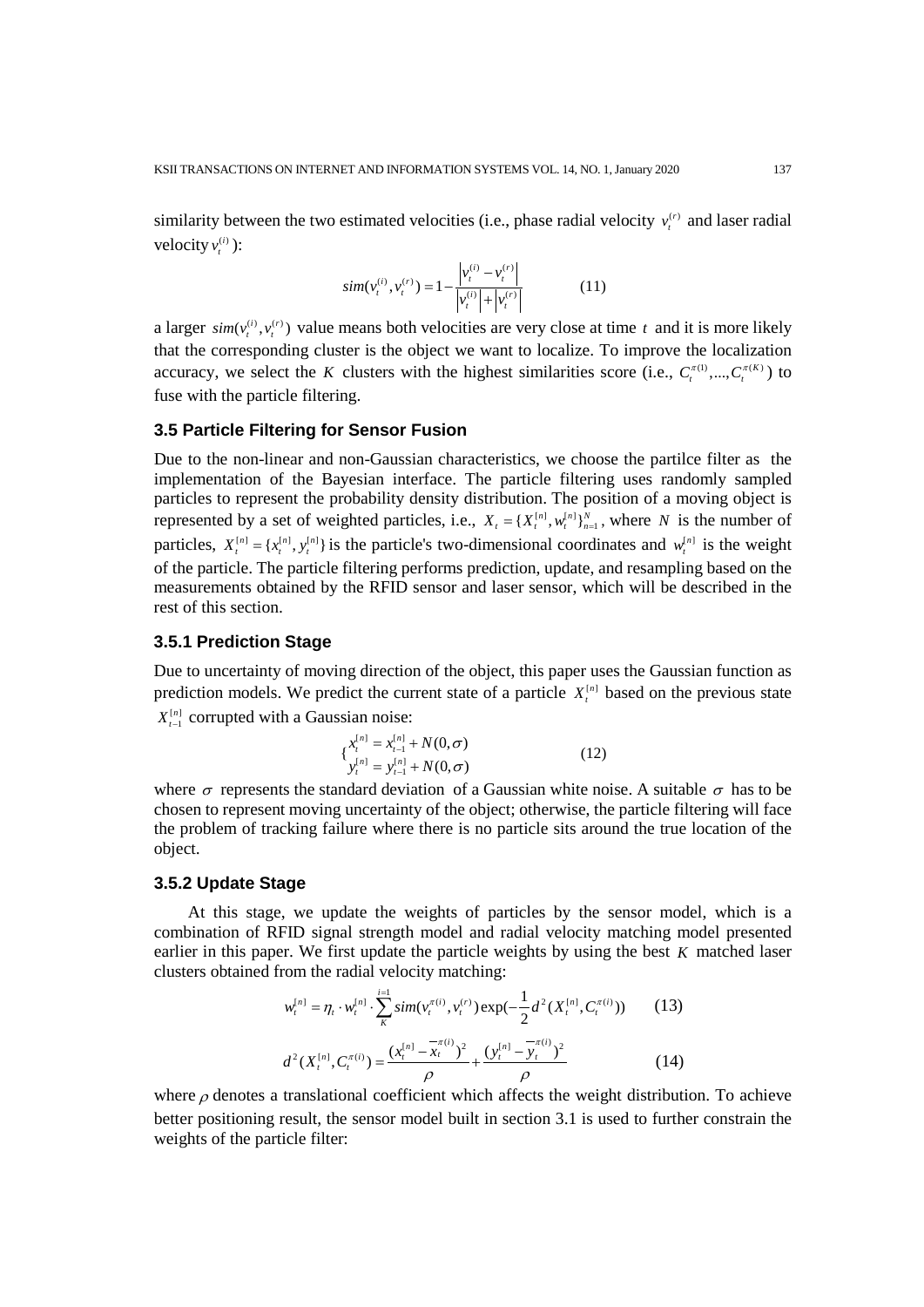similarity between the two estimated velocities (i.e., phase radial velocity $v_t^{(r)}$ and laser radial velocity $v_t^{(i)}$):

$$sim(v_t^{(i)}, v_t^{(r)}) = 1 - \frac{\left|v_t^{(i)} - v_t^{(r)}\right|}{\left|v_t^{(i)}\right| + \left|v_t^{(r)}\right|} \qquad (11)$$

a larger $sim(v_t^{(i)}, v_t^{(r)})$ value means both velocities are very close at time $t$ and it is more likely that the corresponding cluster is the object we want to localize. To improve the localization accuracy, we select the $K$ clusters with the highest similarities score (i.e., $C_t^{\pi(1)},...,C_t^{\pi(K)}$) to fuse with the particle filtering.

### 3.5 Particle Filtering for Sensor Fusion

Due to the non-linear and non-Gaussian characteristics, we choose the partilce filter as the implementation of the Bayesian interface. The particle filtering uses randomly sampled particles to represent the probability density distribution. The position of a moving object is represented by a set of weighted particles, i.e., $X_t = \{X_t^{[n]}, w_t^{[n]}\}_{n=1}^{N}$, where $N$ is the number of particles, $X_t^{[n]} = \{x_t^{[n]}, y_t^{[n]}\}$ is the particle's two-dimensional coordinates and $w_t^{[n]}$ is the weight of the particle. The particle filtering performs prediction, update, and resampling based on the measurements obtained by the RFID sensor and laser sensor, which will be described in the rest of this section.

#### 3.5.1 Prediction Stage

Due to uncertainty of moving direction of the object, this paper uses the Gaussian function as prediction models. We predict the current state of a particle $X_t^{[n]}$ based on the previous state $X_{t-1}^{[n]}$ corrupted with a Gaussian noise:

$$\begin{cases} x_t^{[n]} = x_{t-1}^{[n]} + N(0,\sigma) \\ y_t^{[n]} = y_{t-1}^{[n]} + N(0,\sigma) \end{cases} \qquad (12)$$

where $\sigma$ represents the standard deviation of a Gaussian white noise. A suitable $\sigma$ has to be chosen to represent moving uncertainty of the object; otherwise, the particle filtering will face the problem of tracking failure where there is no particle sits around the true location of the object.

#### 3.5.2 Update Stage

At this stage, we update the weights of particles by the sensor model, which is a combination of RFID signal strength model and radial velocity matching model presented earlier in this paper. We first update the particle weights by using the best $K$ matched laser clusters obtained from the radial velocity matching:

$$w_t^{[n]} = \eta_t \cdot w_t^{[n]} \cdot \sum_{K}^{i=1} sim(v_t^{\pi(i)}, v_t^{(r)}) \exp(-\frac{1}{2} d^2(X_t^{[n]}, C_t^{\pi(i)})) \qquad (13)$$

$$d^2(X_t^{[n]}, C_t^{\pi(i)}) = \frac{(x_t^{[n]} - \overline{x}_t^{\pi(i)})^2}{\rho} + \frac{(y_t^{[n]} - \overline{y}_t^{\pi(i)})^2}{\rho} \qquad (14)$$

where $\rho$ denotes a translational coefficient which affects the weight distribution. To achieve better positioning result, the sensor model built in section 3.1 is used to further constrain the weights of the particle filter: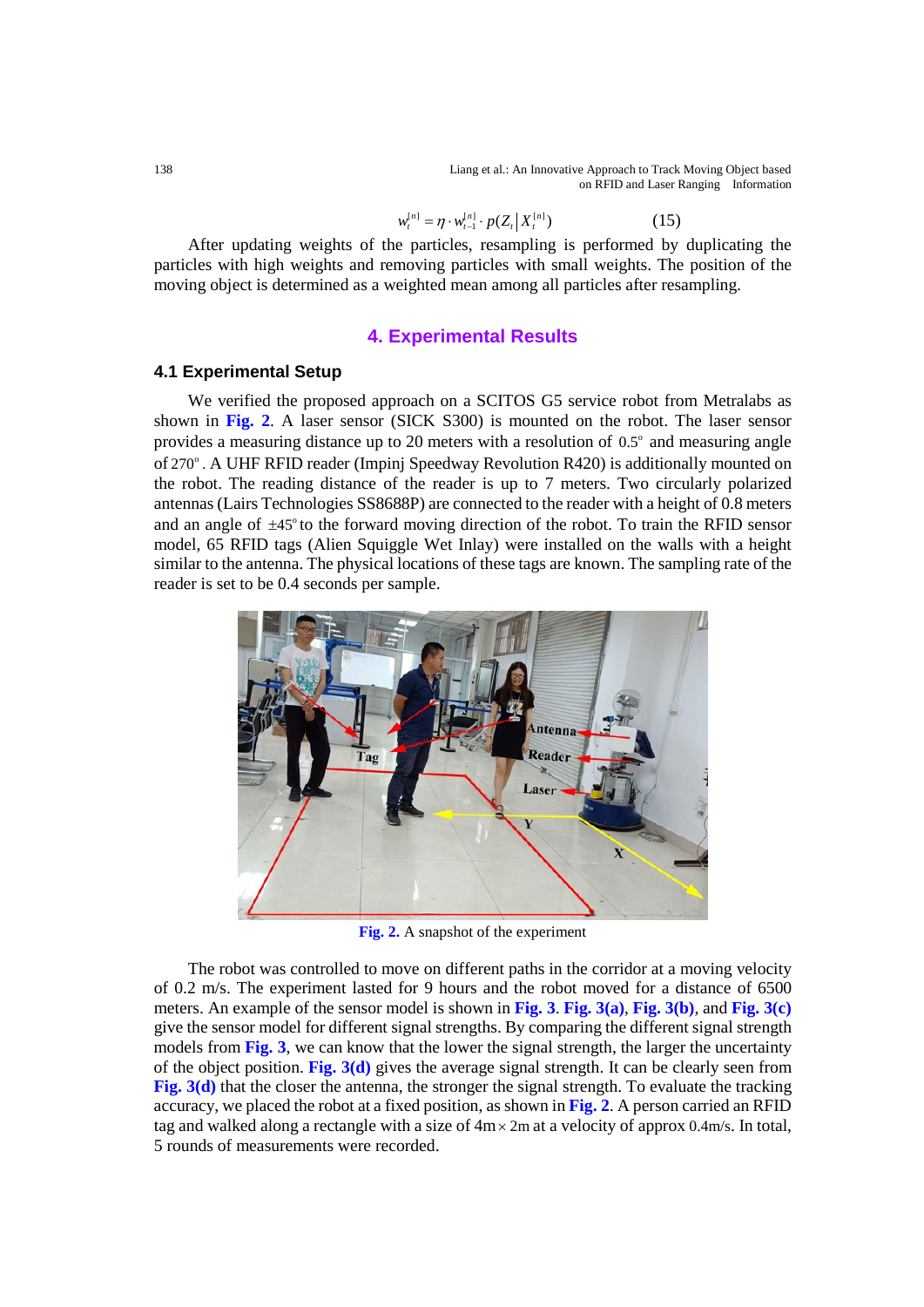$$w_t^{[n]} = \eta \cdot w_{t-1}^{[n]} \cdot p(Z_t \mid X_t^{[n]}) \tag{15}$$

After updating weights of the particles, resampling is performed by duplicating the particles with high weights and removing particles with small weights. The position of the moving object is determined as a weighted mean among all particles after resampling.

## 4. Experimental Results

### 4.1 Experimental Setup

We verified the proposed approach on a SCITOS G5 service robot from Metralabs as shown in **Fig. 2**. A laser sensor (SICK S300) is mounted on the robot. The laser sensor provides a measuring distance up to 20 meters with a resolution of $0.5^{\circ}$ and measuring angle of $270^{\circ}$. A UHF RFID reader (Impinj Speedway Revolution R420) is additionally mounted on the robot. The reading distance of the reader is up to 7 meters. Two circularly polarized antennas (Lairs Technologies SS8688P) are connected to the reader with a height of 0.8 meters and an angle of $\pm 45^{\circ}$ to the forward moving direction of the robot. To train the RFID sensor model, 65 RFID tags (Alien Squiggle Wet Inlay) were installed on the walls with a height similar to the antenna. The physical locations of these tags are known. The sampling rate of the reader is set to be 0.4 seconds per sample.

**Fig. 2.** A snapshot of the experiment

The robot was controlled to move on different paths in the corridor at a moving velocity of 0.2 m/s. The experiment lasted for 9 hours and the robot moved for a distance of 6500 meters. An example of the sensor model is shown in **Fig. 3**. **Fig. 3(a)**, **Fig. 3(b)**, and **Fig. 3(c)** give the sensor model for different signal strengths. By comparing the different signal strength models from **Fig. 3**, we can know that the lower the signal strength, the larger the uncertainty of the object position. **Fig. 3(d)** gives the average signal strength. It can be clearly seen from **Fig. 3(d)** that the closer the antenna, the stronger the signal strength. To evaluate the tracking accuracy, we placed the robot at a fixed position, as shown in **Fig. 2**. A person carried an RFID tag and walked along a rectangle with a size of $4\text{m} \times 2\text{m}$ at a velocity of approx $0.4\text{m/s}$. In total, 5 rounds of measurements were recorded.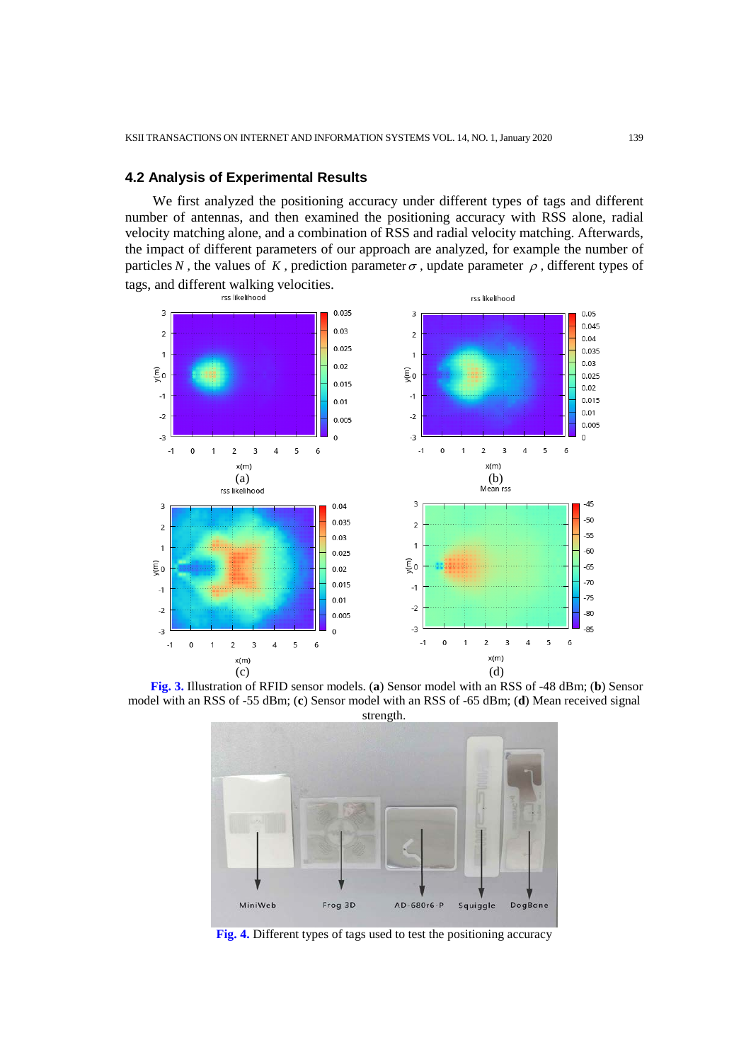### 4.2 Analysis of Experimental Results

We first analyzed the positioning accuracy under different types of tags and different number of antennas, and then examined the positioning accuracy with RSS alone, radial velocity matching alone, and a combination of RSS and radial velocity matching. Afterwards, the impact of different parameters of our approach are analyzed, for example the number of particles $N$, the values of $K$, prediction parameter $\sigma$, update parameter $\rho$, different types of tags, and different walking velocities.

**Fig. 3.** Illustration of RFID sensor models. (**a**) Sensor model with an RSS of -48 dBm; (**b**) Sensor model with an RSS of -55 dBm; (**c**) Sensor model with an RSS of -65 dBm; (**d**) Mean received signal strength.

**Fig. 4.** Different types of tags used to test the positioning accuracy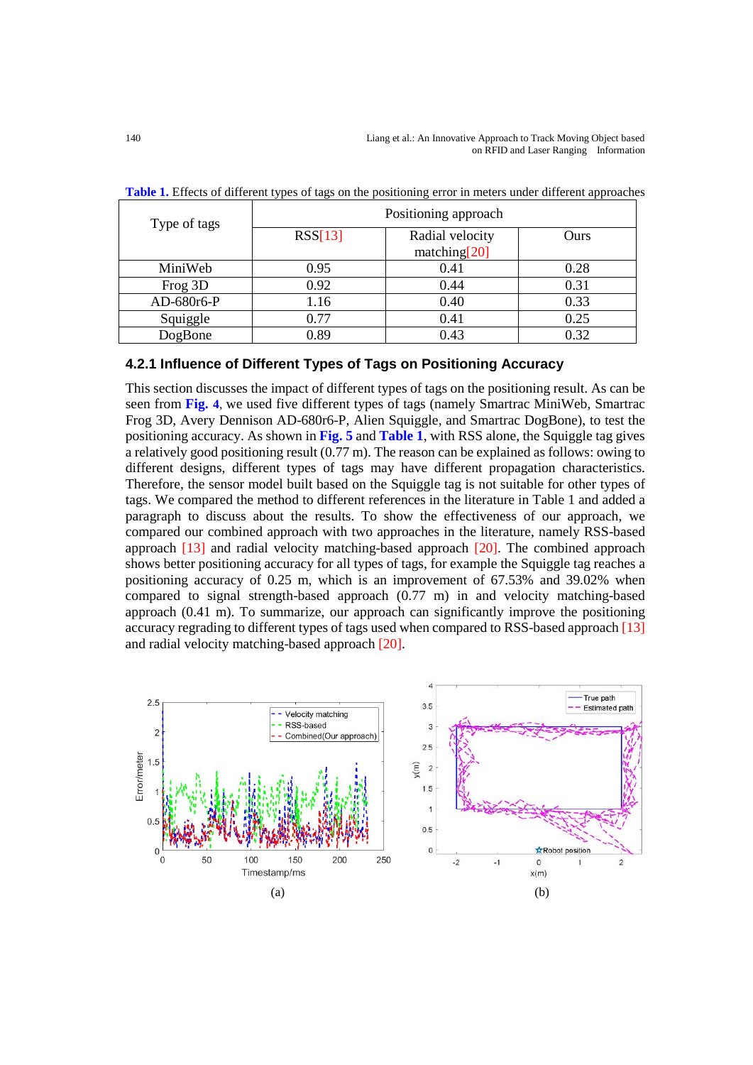**Table 1.** Effects of different types of tags on the positioning error in meters under different approaches

| Type of tags | Positioning approach | | |
|---|---|---|---|
| | RSS[13] | Radial velocity matching[20] | Ours |
| MiniWeb | 0.95 | 0.41 | 0.28 |
| Frog 3D | 0.92 | 0.44 | 0.31 |
| AD-680r6-P | 1.16 | 0.40 | 0.33 |
| Squiggle | 0.77 | 0.41 | 0.25 |
| DogBone | 0.89 | 0.43 | 0.32 |

#### 4.2.1 Influence of Different Types of Tags on Positioning Accuracy

This section discusses the impact of different types of tags on the positioning result. As can be seen from **Fig. 4**, we used five different types of tags (namely Smartrac MiniWeb, Smartrac Frog 3D, Avery Dennison AD-680r6-P, Alien Squiggle, and Smartrac DogBone), to test the positioning accuracy. As shown in **Fig. 5** and **Table 1**, with RSS alone, the Squiggle tag gives a relatively good positioning result (0.77 m). The reason can be explained as follows: owing to different designs, different types of tags may have different propagation characteristics. Therefore, the sensor model built based on the Squiggle tag is not suitable for other types of tags. We compared the method to different references in the literature in Table 1 and added a paragraph to discuss about the results. To show the effectiveness of our approach, we compared our combined approach with two approaches in the literature, namely RSS-based approach [13] and radial velocity matching-based approach [20]. The combined approach shows better positioning accuracy for all types of tags, for example the Squiggle tag reaches a positioning accuracy of 0.25 m, which is an improvement of 67.53% and 39.02% when compared to signal strength-based approach (0.77 m) in and velocity matching-based approach (0.41 m). To summarize, our approach can significantly improve the positioning accuracy regrading to different types of tags used when compared to RSS-based approach [13] and radial velocity matching-based approach [20].

(a) (b)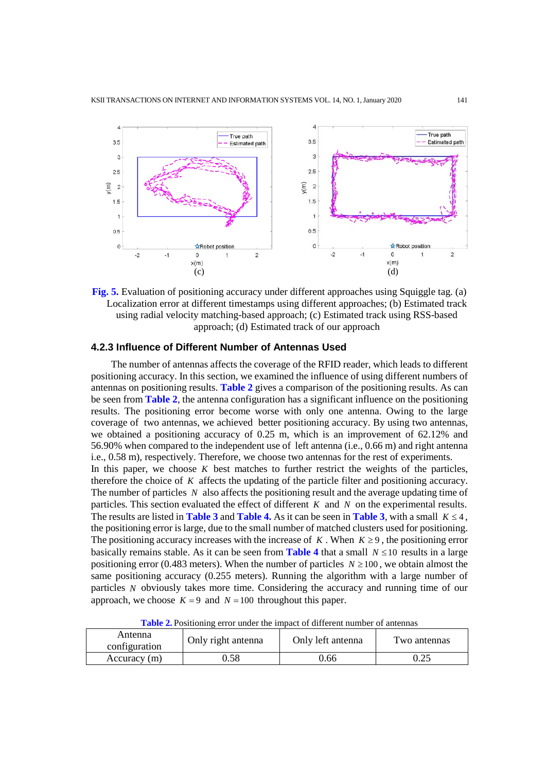Fig. 5. Evaluation of positioning accuracy under different approaches using Squiggle tag. (a) Localization error at different timestamps using different approaches; (b) Estimated track using radial velocity matching-based approach; (c) Estimated track using RSS-based approach; (d) Estimated track of our approach

### 4.2.3 Influence of Different Number of Antennas Used

The number of antennas affects the coverage of the RFID reader, which leads to different positioning accuracy. In this section, we examined the influence of using different numbers of antennas on positioning results. **Table 2** gives a comparison of the positioning results. As can be seen from **Table 2**, the antenna configuration has a significant influence on the positioning results. The positioning error become worse with only one antenna. Owing to the large coverage of two antennas, we achieved better positioning accuracy. By using two antennas, we obtained a positioning accuracy of 0.25 m, which is an improvement of 62.12% and 56.90% when compared to the independent use of left antenna (i.e., 0.66 m) and right antenna i.e., 0.58 m), respectively. Therefore, we choose two antennas for the rest of experiments.

In this paper, we choose $K$ best matches to further restrict the weights of the particles, therefore the choice of $K$ affects the updating of the particle filter and positioning accuracy. The number of particles $N$ also affects the positioning result and the average updating time of particles. This section evaluated the effect of different $K$ and $N$ on the experimental results. The results are listed in **Table 3** and **Table 4.** As it can be seen in **Table 3**, with a small $K \leq 4$, the positioning error is large, due to the small number of matched clusters used for positioning. The positioning accuracy increases with the increase of $K$. When $K \geq 9$, the positioning error basically remains stable. As it can be seen from **Table 4** that a small $N \leq 10$ results in a large positioning error (0.483 meters). When the number of particles $N \geq 100$, we obtain almost the same positioning accuracy (0.255 meters). Running the algorithm with a large number of particles $N$ obviously takes more time. Considering the accuracy and running time of our approach, we choose $K = 9$ and $N = 100$ throughout this paper.

**Table 2.** Positioning error under the impact of different number of antennas

| Antenna configuration | Only right antenna | Only left antenna | Two antennas |
|---|---|---|---|
| Accuracy (m) | 0.58 | 0.66 | 0.25 |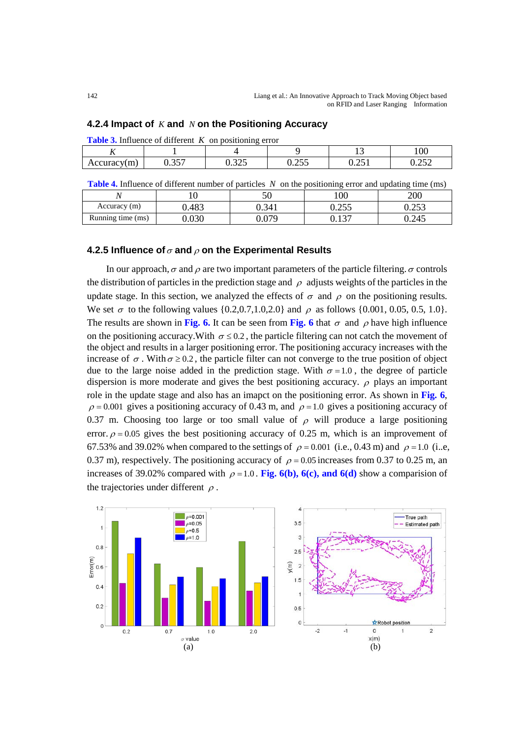### 4.2.4 Impact of $K$ and $N$ on the Positioning Accuracy

**Table 3.** Influence of different $K$ on positioning error

| $K$ | 1 | 4 | 9 | 13 | 100 |
|---|---|---|---|---|---|
| Accuracy(m) | 0.357 | 0.325 | 0.255 | 0.251 | 0.252 |

**Table 4.** Influence of different number of particles $N$ on the positioning error and updating time (ms)

| $N$ | 10 | 50 | 100 | 200 |
|---|---|---|---|---|
| Accuracy (m) | 0.483 | 0.341 | 0.255 | 0.253 |
| Running time (ms) | 0.030 | 0.079 | 0.137 | 0.245 |

### 4.2.5 Influence of $\sigma$ and $\rho$ on the Experimental Results

In our approach, $\sigma$ and $\rho$ are two important parameters of the particle filtering. $\sigma$ controls the distribution of particles in the prediction stage and $\rho$ adjusts weights of the particles in the update stage. In this section, we analyzed the effects of $\sigma$ and $\rho$ on the positioning results. We set $\sigma$ to the following values {0.2,0.7,1.0,2.0} and $\rho$ as follows {0.001, 0.05, 0.5, 1.0}. The results are shown in **Fig. 6.** It can be seen from **Fig. 6** that $\sigma$ and $\rho$ have high influence on the positioning accuracy.With $\sigma \le 0.2$, the particle filtering can not catch the movement of the object and results in a larger positioning error. The positioning accuracy increases with the increase of $\sigma$. With $\sigma \ge 0.2$, the particle filter can not converge to the true position of object due to the large noise added in the prediction stage. With $\sigma = 1.0$, the degree of particle dispersion is more moderate and gives the best positioning accuracy. $\rho$ plays an important role in the update stage and also has an imapct on the positioning error. As shown in **Fig. 6**, $\rho = 0.001$ gives a positioning accuracy of 0.43 m, and $\rho = 1.0$ gives a positioning accuracy of 0.37 m. Choosing too large or too small value of $\rho$ will produce a large positioning error. $\rho = 0.05$ gives the best positioning accuracy of 0.25 m, which is an improvement of 67.53% and 39.02% when compared to the settings of $\rho = 0.001$ (i.e., 0.43 m) and $\rho = 1.0$ (i..e, 0.37 m), respectively. The positioning accuracy of $\rho = 0.05$ increases from 0.37 to 0.25 m, an increases of 39.02% compared with $\rho = 1.0$. **Fig. 6(b), 6(c), and 6(d)** show a comparision of the trajectories under different $\rho$.

(a) (b)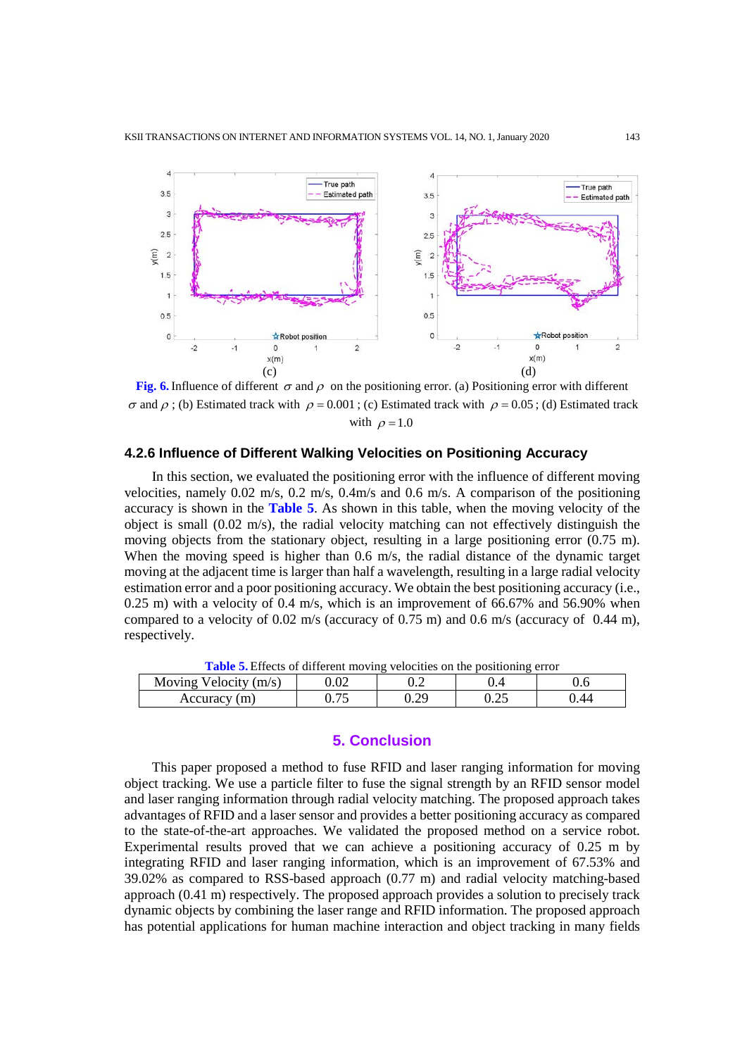**Fig. 6.** Influence of different $\sigma$ and $\rho$ on the positioning error. (a) Positioning error with different $\sigma$ and $\rho$ ; (b) Estimated track with $\rho = 0.001$ ; (c) Estimated track with $\rho = 0.05$ ; (d) Estimated track with $\rho = 1.0$

### 4.2.6 Influence of Different Walking Velocities on Positioning Accuracy

In this section, we evaluated the positioning error with the influence of different moving velocities, namely 0.02 m/s, 0.2 m/s, 0.4m/s and 0.6 m/s. A comparison of the positioning accuracy is shown in the **Table 5**. As shown in this table, when the moving velocity of the object is small (0.02 m/s), the radial velocity matching can not effectively distinguish the moving objects from the stationary object, resulting in a large positioning error (0.75 m). When the moving speed is higher than 0.6 m/s, the radial distance of the dynamic target moving at the adjacent time is larger than half a wavelength, resulting in a large radial velocity estimation error and a poor positioning accuracy. We obtain the best positioning accuracy (i.e., 0.25 m) with a velocity of 0.4 m/s, which is an improvement of 66.67% and 56.90% when compared to a velocity of 0.02 m/s (accuracy of 0.75 m) and 0.6 m/s (accuracy of 0.44 m), respectively.

**Table 5.** Effects of different moving velocities on the positioning error

| Moving Velocity (m/s) | 0.02 | 0.2 | 0.4 | 0.6 |
|---|---|---|---|---|
| Accuracy (m) | 0.75 | 0.29 | 0.25 | 0.44 |

## 5. Conclusion

This paper proposed a method to fuse RFID and laser ranging information for moving object tracking. We use a particle filter to fuse the signal strength by an RFID sensor model and laser ranging information through radial velocity matching. The proposed approach takes advantages of RFID and a laser sensor and provides a better positioning accuracy as compared to the state-of-the-art approaches. We validated the proposed method on a service robot. Experimental results proved that we can achieve a positioning accuracy of 0.25 m by integrating RFID and laser ranging information, which is an improvement of 67.53% and 39.02% as compared to RSS-based approach (0.77 m) and radial velocity matching-based approach (0.41 m) respectively. The proposed approach provides a solution to precisely track dynamic objects by combining the laser range and RFID information. The proposed approach has potential applications for human machine interaction and object tracking in many fields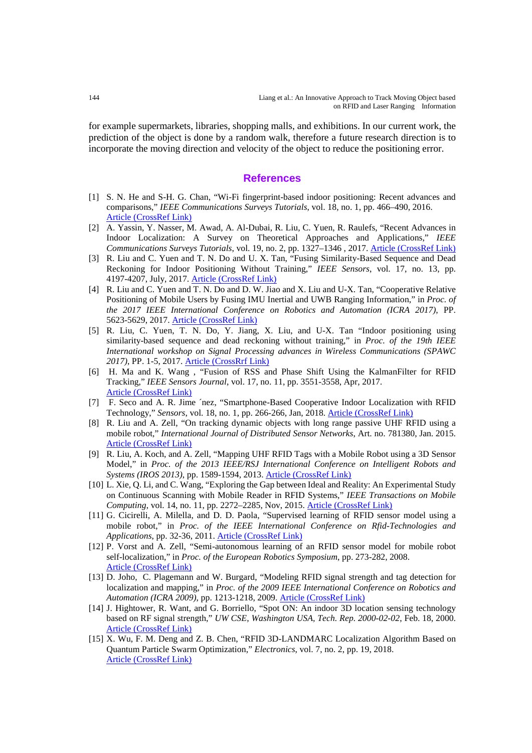for example supermarkets, libraries, shopping malls, and exhibitions. In our current work, the prediction of the object is done by a random walk, therefore a future research direction is to incorporate the moving direction and velocity of the object to reduce the positioning error.

## References

[1] S. N. He and S-H. G. Chan, "Wi-Fi fingerprint-based indoor positioning: Recent advances and comparisons," *IEEE Communications Surveys Tutorials*, vol. 18, no. 1, pp. 466–490, 2016. Article (CrossRef Link)

[2] A. Yassin, Y. Nasser, M. Awad, A. Al-Dubai, R. Liu, C. Yuen, R. Raulefs, "Recent Advances in Indoor Localization: A Survey on Theoretical Approaches and Applications," *IEEE Communications Surveys Tutorials*, vol. 19, no. 2, pp. 1327–1346 , 2017. Article (CrossRef Link)

[3] R. Liu and C. Yuen and T. N. Do and U. X. Tan, "Fusing Similarity-Based Sequence and Dead Reckoning for Indoor Positioning Without Training," *IEEE Sensors*, vol. 17, no. 13, pp. 4197-4207, July, 2017. Article (CrossRef Link)

[4] R. Liu and C. Yuen and T. N. Do and D. W. Jiao and X. Liu and U-X. Tan, "Cooperative Relative Positioning of Mobile Users by Fusing IMU Inertial and UWB Ranging Information," in *Proc. of the 2017 IEEE International Conference on Robotics and Automation (ICRA 2017)*, PP. 5623-5629, 2017. Article (CrossRef Link)

[5] R. Liu, C. Yuen, T. N. Do, Y. Jiang, X. Liu, and U-X. Tan "Indoor positioning using similarity-based sequence and dead reckoning without training," in *Proc. of the 19th IEEE International workshop on Signal Processing advances in Wireless Communications (SPAWC 2017)*, PP. 1-5, 2017. Article (CrossRrf Link)

[6] H. Ma and K. Wang , "Fusion of RSS and Phase Shift Using the KalmanFilter for RFID Tracking," *IEEE Sensors Journal*, vol. 17, no. 11, pp. 3551-3558, Apr, 2017. Article (CrossRef Link)

[7] F. Seco and A. R. Jime ́nez, "Smartphone-Based Cooperative Indoor Localization with RFID Technology," *Sensors*, vol. 18, no. 1, pp. 266-266, Jan, 2018. Article (CrossRef Link)

[8] R. Liu and A. Zell, "On tracking dynamic objects with long range passive UHF RFID using a mobile robot," *International Journal of Distributed Sensor Networks*, Art. no. 781380, Jan. 2015. Article (CrossRef Link)

[9] R. Liu, A. Koch, and A. Zell, "Mapping UHF RFID Tags with a Mobile Robot using a 3D Sensor Model," in *Proc. of the 2013 IEEE/RSJ International Conference on Intelligent Robots and Systems (IROS 2013)*, pp. 1589-1594, 2013. Article (CrossRef Link)

[10] L. Xie, Q. Li, and C. Wang, "Exploring the Gap between Ideal and Reality: An Experimental Study on Continuous Scanning with Mobile Reader in RFID Systems," *IEEE Transactions on Mobile Computing*, vol. 14, no. 11, pp. 2272–2285, Nov, 2015. Article (CrossRef Link)

[11] G. Cicirelli, A. Milella, and D. D. Paola, "Supervised learning of RFID sensor model using a mobile robot," in *Proc. of the IEEE International Conference on Rfid-Technologies and Applications*, pp. 32-36, 2011. Article (CrossRef Link)

[12] P. Vorst and A. Zell, "Semi-autonomous learning of an RFID sensor model for mobile robot self-localization," in *Proc. of the European Robotics Symposium*, pp. 273-282, 2008. Article (CrossRef Link)

[13] D. Joho, C. Plagemann and W. Burgard, "Modeling RFID signal strength and tag detection for localization and mapping," in *Proc. of the 2009 IEEE International Conference on Robotics and Automation (ICRA 2009)*, pp. 1213-1218, 2009. Article (CrossRef Link)

[14] J. Hightower, R. Want, and G. Borriello, "Spot ON: An indoor 3D location sensing technology based on RF signal strength," *UW CSE, Washington USA, Tech. Rep. 2000-02-02*, Feb. 18, 2000. Article (CrossRef Link)

[15] X. Wu, F. M. Deng and Z. B. Chen, "RFID 3D-LANDMARC Localization Algorithm Based on Quantum Particle Swarm Optimization," *Electronics*, vol. 7, no. 2, pp. 19, 2018. Article (CrossRef Link)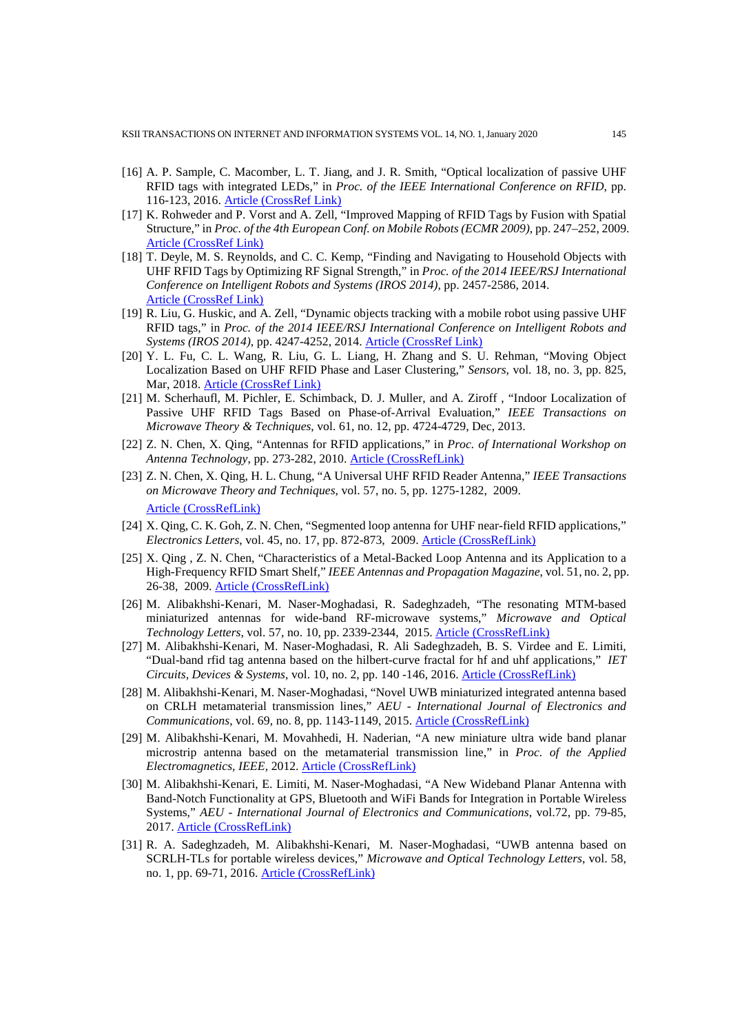[16] A. P. Sample, C. Macomber, L. T. Jiang, and J. R. Smith, "Optical localization of passive UHF RFID tags with integrated LEDs," in *Proc. of the IEEE International Conference on RFID*, pp. 116-123, 2016. Article (CrossRef Link)

[17] K. Rohweder and P. Vorst and A. Zell, "Improved Mapping of RFID Tags by Fusion with Spatial Structure," in *Proc. of the 4th European Conf. on Mobile Robots (ECMR 2009)*, pp. 247–252, 2009. Article (CrossRef Link)

[18] T. Deyle, M. S. Reynolds, and C. C. Kemp, "Finding and Navigating to Household Objects with UHF RFID Tags by Optimizing RF Signal Strength," in *Proc. of the 2014 IEEE/RSJ International Conference on Intelligent Robots and Systems (IROS 2014)*, pp. 2457-2586, 2014. Article (CrossRef Link)

[19] R. Liu, G. Huskic, and A. Zell, "Dynamic objects tracking with a mobile robot using passive UHF RFID tags," in *Proc. of the 2014 IEEE/RSJ International Conference on Intelligent Robots and Systems (IROS 2014)*, pp. 4247-4252, 2014. Article (CrossRef Link)

[20] Y. L. Fu, C. L. Wang, R. Liu, G. L. Liang, H. Zhang and S. U. Rehman, "Moving Object Localization Based on UHF RFID Phase and Laser Clustering," *Sensors*, vol. 18, no. 3, pp. 825, Mar, 2018. Article (CrossRef Link)

[21] M. Scherhaufl, M. Pichler, E. Schimback, D. J. Muller, and A. Ziroff , "Indoor Localization of Passive UHF RFID Tags Based on Phase-of-Arrival Evaluation," *IEEE Transactions on Microwave Theory & Techniques*, vol. 61, no. 12, pp. 4724-4729, Dec, 2013.

[22] Z. N. Chen, X. Qing, "Antennas for RFID applications," in *Proc. of International Workshop on Antenna Technology*, pp. 273-282, 2010. Article (CrossRefLink)

[23] Z. N. Chen, X. Qing, H. L. Chung, "A Universal UHF RFID Reader Antenna," *IEEE Transactions on Microwave Theory and Techniques*, vol. 57, no. 5, pp. 1275-1282, 2009. Article (CrossRefLink)

[24] X. Qing, C. K. Goh, Z. N. Chen, "Segmented loop antenna for UHF near-field RFID applications," *Electronics Letters*, vol. 45, no. 17, pp. 872-873, 2009. Article (CrossRefLink)

[25] X. Qing , Z. N. Chen, "Characteristics of a Metal-Backed Loop Antenna and its Application to a High-Frequency RFID Smart Shelf," *IEEE Antennas and Propagation Magazine*, vol. 51, no. 2, pp. 26-38, 2009. Article (CrossRefLink)

[26] M. Alibakhshi-Kenari, M. Naser-Moghadasi, R. Sadeghzadeh, "The resonating MTM-based miniaturized antennas for wide-band RF-microwave systems," *Microwave and Optical Technology Letters*, vol. 57, no. 10, pp. 2339-2344, 2015. Article (CrossRefLink)

[27] M. Alibakhshi-Kenari, M. Naser-Moghadasi, R. Ali Sadeghzadeh, B. S. Virdee and E. Limiti, "Dual-band rfid tag antenna based on the hilbert-curve fractal for hf and uhf applications," *IET Circuits, Devices & Systems*, vol. 10, no. 2, pp. 140 -146, 2016. Article (CrossRefLink)

[28] M. Alibakhshi-Kenari, M. Naser-Moghadasi, "Novel UWB miniaturized integrated antenna based on CRLH metamaterial transmission lines," *AEU - International Journal of Electronics and Communications*, vol. 69, no. 8, pp. 1143-1149, 2015. Article (CrossRefLink)

[29] M. Alibakhshi-Kenari, M. Movahhedi, H. Naderian, "A new miniature ultra wide band planar microstrip antenna based on the metamaterial transmission line," in *Proc. of the Applied Electromagnetics, IEEE*, 2012. Article (CrossRefLink)

[30] M. Alibakhshi-Kenari, E. Limiti, M. Naser-Moghadasi, "A New Wideband Planar Antenna with Band-Notch Functionality at GPS, Bluetooth and WiFi Bands for Integration in Portable Wireless Systems," *AEU - International Journal of Electronics and Communications*, vol.72, pp. 79-85, 2017. Article (CrossRefLink)

[31] R. A. Sadeghzadeh, M. Alibakhshi-Kenari, M. Naser-Moghadasi, "UWB antenna based on SCRLH-TLs for portable wireless devices," *Microwave and Optical Technology Letters*, vol. 58, no. 1, pp. 69-71, 2016. Article (CrossRefLink)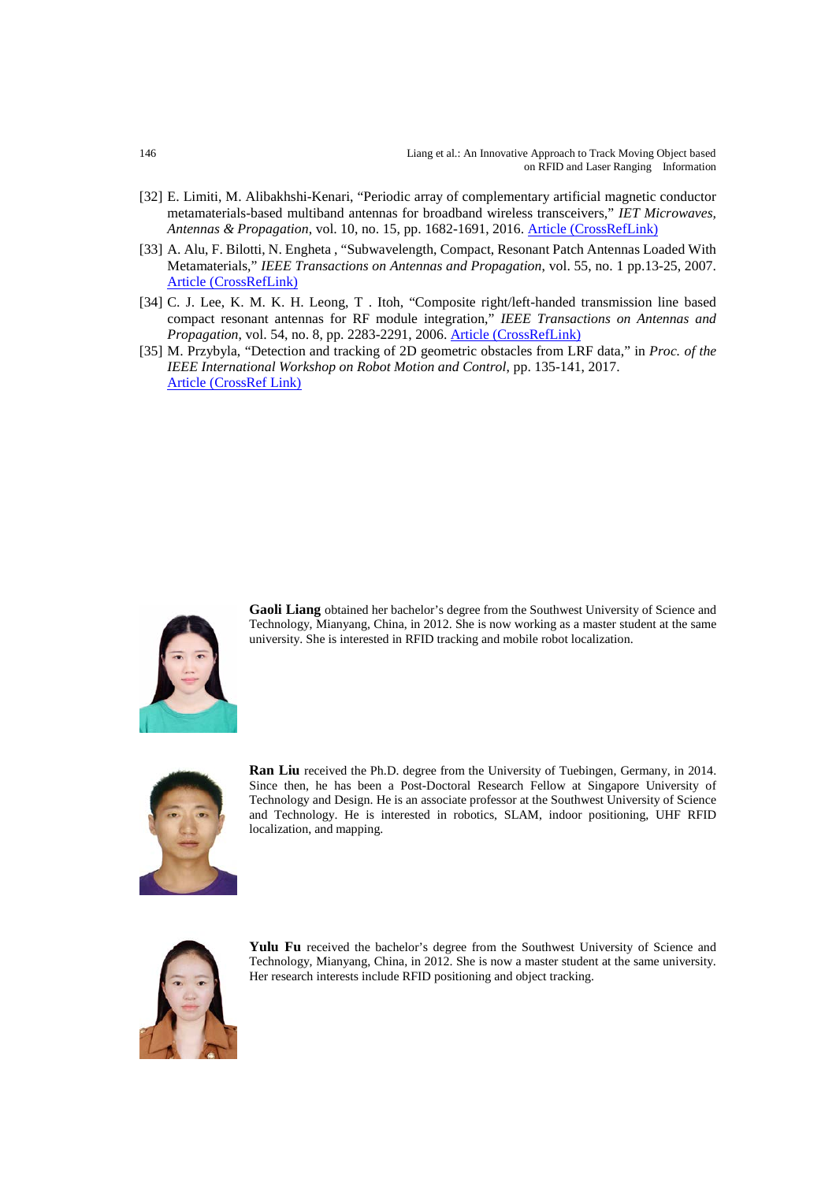[32] E. Limiti, M. Alibakhshi-Kenari, "Periodic array of complementary artificial magnetic conductor metamaterials-based multiband antennas for broadband wireless transceivers," *IET Microwaves, Antennas & Propagation*, vol. 10, no. 15, pp. 1682-1691, 2016. Article (CrossRefLink)

[33] A. Alu, F. Bilotti, N. Engheta , "Subwavelength, Compact, Resonant Patch Antennas Loaded With Metamaterials," *IEEE Transactions on Antennas and Propagation*, vol. 55, no. 1 pp.13-25, 2007. Article (CrossRefLink)

[34] C. J. Lee, K. M. K. H. Leong, T . Itoh, "Composite right/left-handed transmission line based compact resonant antennas for RF module integration," *IEEE Transactions on Antennas and Propagation*, vol. 54, no. 8, pp. 2283-2291, 2006. Article (CrossRefLink)

[35] M. Przybyla, "Detection and tracking of 2D geometric obstacles from LRF data," in *Proc. of the IEEE International Workshop on Robot Motion and Control*, pp. 135-141, 2017. Article (CrossRef Link)

**Gaoli Liang** obtained her bachelor's degree from the Southwest University of Science and Technology, Mianyang, China, in 2012. She is now working as a master student at the same university. She is interested in RFID tracking and mobile robot localization.

**Ran Liu** received the Ph.D. degree from the University of Tuebingen, Germany, in 2014. Since then, he has been a Post-Doctoral Research Fellow at Singapore University of Technology and Design. He is an associate professor at the Southwest University of Science and Technology. He is interested in robotics, SLAM, indoor positioning, UHF RFID localization, and mapping.

**Yulu Fu** received the bachelor's degree from the Southwest University of Science and Technology, Mianyang, China, in 2012. She is now a master student at the same university. Her research interests include RFID positioning and object tracking.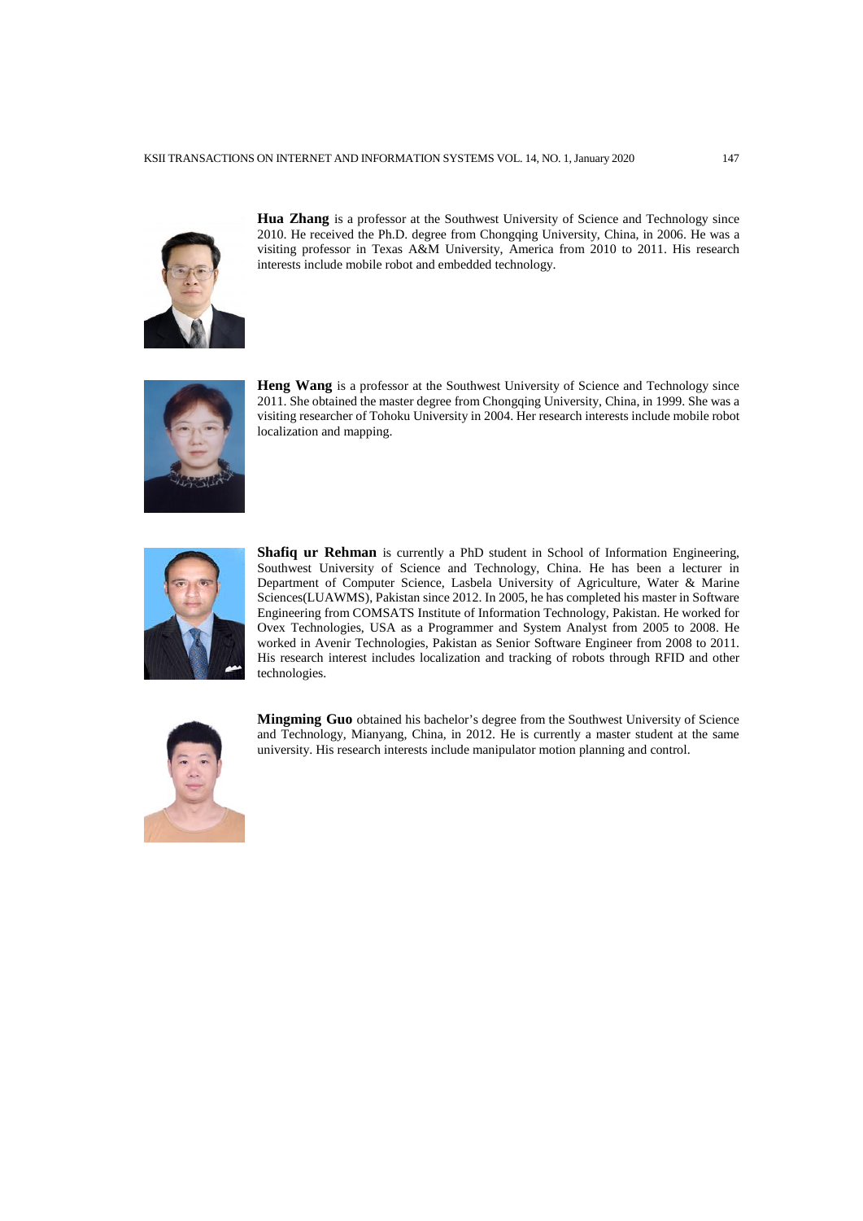**Hua Zhang** is a professor at the Southwest University of Science and Technology since 2010. He received the Ph.D. degree from Chongqing University, China, in 2006. He was a visiting professor in Texas A&M University, America from 2010 to 2011. His research interests include mobile robot and embedded technology.

**Heng Wang** is a professor at the Southwest University of Science and Technology since 2011. She obtained the master degree from Chongqing University, China, in 1999. She was a visiting researcher of Tohoku University in 2004. Her research interests include mobile robot localization and mapping.

**Shafiq ur Rehman** is currently a PhD student in School of Information Engineering, Southwest University of Science and Technology, China. He has been a lecturer in Department of Computer Science, Lasbela University of Agriculture, Water & Marine Sciences(LUAWMS), Pakistan since 2012. In 2005, he has completed his master in Software Engineering from COMSATS Institute of Information Technology, Pakistan. He worked for Ovex Technologies, USA as a Programmer and System Analyst from 2005 to 2008. He worked in Avenir Technologies, Pakistan as Senior Software Engineer from 2008 to 2011. His research interest includes localization and tracking of robots through RFID and other technologies.

**Mingming Guo** obtained his bachelor's degree from the Southwest University of Science and Technology, Mianyang, China, in 2012. He is currently a master student at the same university. His research interests include manipulator motion planning and control.